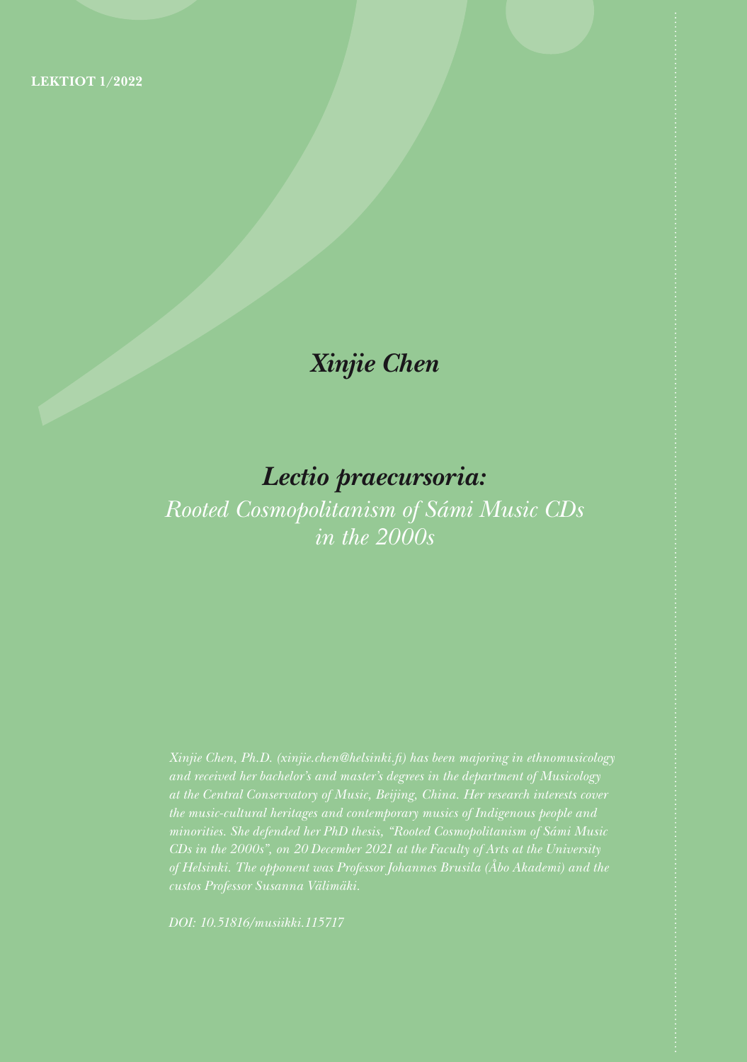LEKTIOT 1/2022

# *Xinjie Chen*

## *Lectio praecursoria:*

*Rooted Cosmopolitanism of Sámi Music CDs in the 2000s*

*Xinjie Chen, Ph.D. (xinjie.chen@helsinki.fi) has been majoring in ethnomusicology and received her bachelor's and master's degrees in the department of Musicology at the Central Conservatory of Music, Beijing, China. Her research interests cover the music-cultural heritages and contemporary musics of Indigenous people and minorities. She defended her PhD thesis, "Rooted Cosmopolitanism of Sámi Music CDs in the 2000s", on 20 December 2021 at the Faculty of Arts at the University of Helsinki. The opponent was Professor Johannes Brusila (Åbo Akademi) and the custos Professor Susanna Välimäki.*

*DOI: 10.51816/musiikki.115717*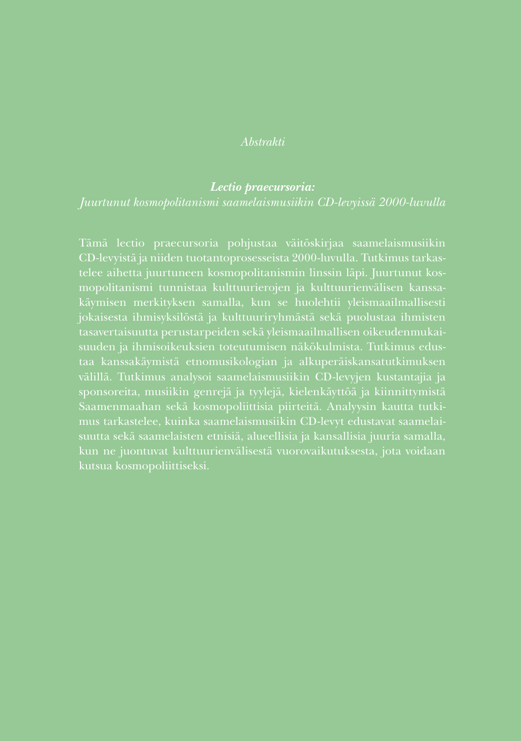*Abstrakti*

***Lectio praecursoria:***
*Juurtunut kosmopolitanismi saamelaismusiikin CD-levyissä 2000-luvulla*

Tämä lectio praecursoria pohjustaa väitöskirjaa saamelaismusiikin CD-levyistä ja niiden tuotantoprosesseista 2000-luvulla. Tutkimus tarkastelee aihetta juurtuneen kosmopolitanismin linssin läpi. Juurtunut kosmopolitanismi tunnistaa kulttuurierojen ja kulttuurienvälisen kanssakäymisen merkityksen samalla, kun se huolehtii yleismaailmallisesti jokaisesta ihmisyksilöstä ja kulttuuriryhmästä sekä puolustaa ihmisten tasavertaisuutta perustarpeiden sekä yleismaailmallisen oikeudenmukaisuuden ja ihmisoikeuksien toteutumisen näkökulmista. Tutkimus edustaa kanssakäymistä etnomusikologian ja alkuperäiskansatutkimuksen välillä. Tutkimus analysoi saamelaismusiikin CD-levyjen kustantajia ja sponsoreita, musiikin genrejä ja tyylejä, kielenkäyttöä ja kiinnittymistä Saamenmaahan sekä kosmopoliittisia piirteitä. Analyysin kautta tutkimus tarkastelee, kuinka saamelaismusiikin CD-levyt edustavat saamelaisuutta sekä saamelaisten etnisiä, alueellisia ja kansallisia juuria samalla, kun ne juontuvat kulttuurienvälisestä vuorovaikutuksesta, jota voidaan kutsua kosmopoliittiseksi.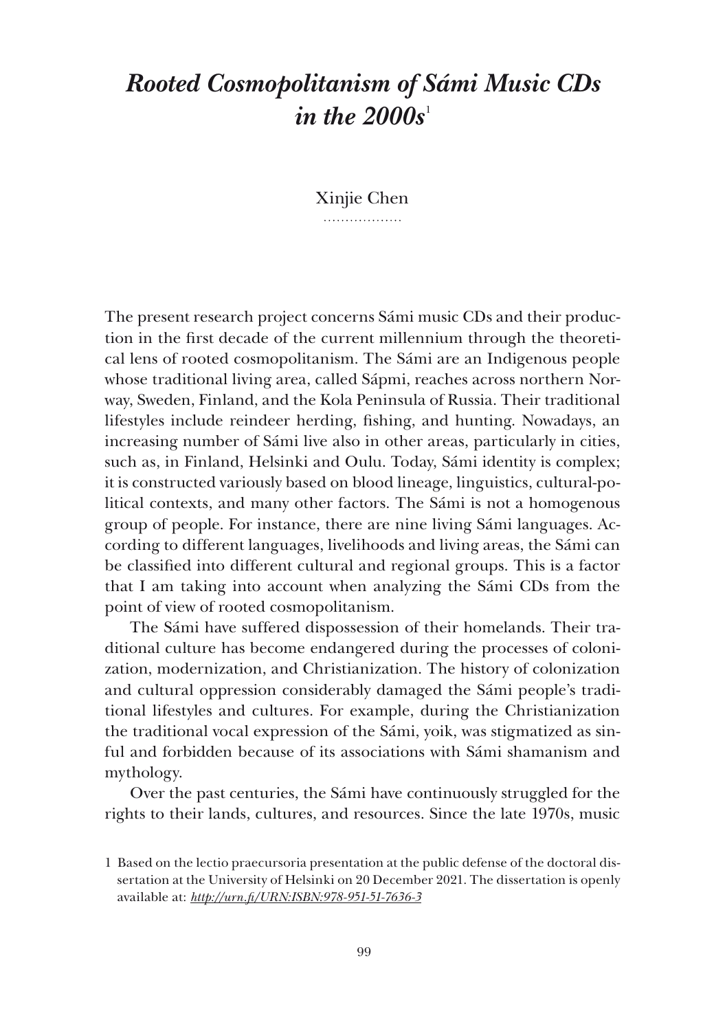# *Rooted Cosmopolitanism of Sámi Music CDs in the 2000s*[1]

Xinjie Chen

The present research project concerns Sámi music CDs and their production in the first decade of the current millennium through the theoretical lens of rooted cosmopolitanism. The Sámi are an Indigenous people whose traditional living area, called Sápmi, reaches across northern Norway, Sweden, Finland, and the Kola Peninsula of Russia. Their traditional lifestyles include reindeer herding, fishing, and hunting. Nowadays, an increasing number of Sámi live also in other areas, particularly in cities, such as, in Finland, Helsinki and Oulu. Today, Sámi identity is complex; it is constructed variously based on blood lineage, linguistics, cultural-political contexts, and many other factors. The Sámi is not a homogenous group of people. For instance, there are nine living Sámi languages. According to different languages, livelihoods and living areas, the Sámi can be classified into different cultural and regional groups. This is a factor that I am taking into account when analyzing the Sámi CDs from the point of view of rooted cosmopolitanism.

The Sámi have suffered dispossession of their homelands. Their traditional culture has become endangered during the processes of colonization, modernization, and Christianization. The history of colonization and cultural oppression considerably damaged the Sámi people's traditional lifestyles and cultures. For example, during the Christianization the traditional vocal expression of the Sámi, yoik, was stigmatized as sinful and forbidden because of its associations with Sámi shamanism and mythology.

Over the past centuries, the Sámi have continuously struggled for the rights to their lands, cultures, and resources. Since the late 1970s, music

[1] Based on the lectio praecursoria presentation at the public defense of the doctoral dissertation at the University of Helsinki on 20 December 2021. The dissertation is openly available at: *http://urn.fi/URN:ISBN:978-951-51-7636-3*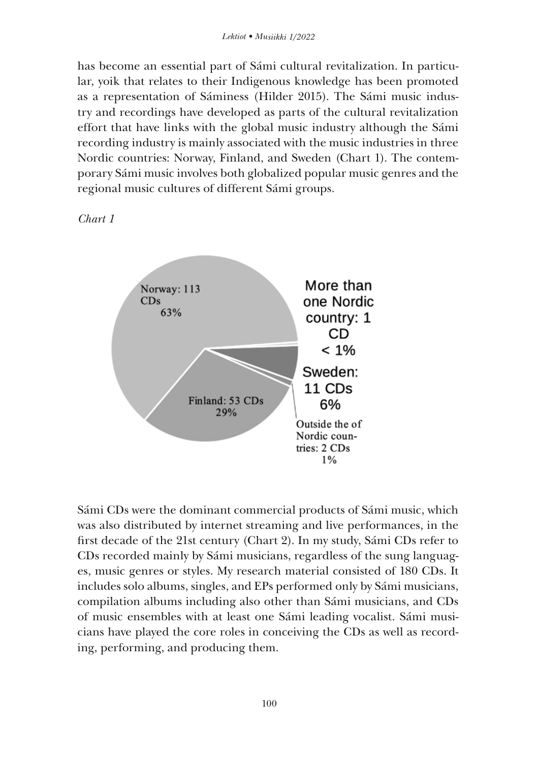has become an essential part of Sámi cultural revitalization. In particular, yoik that relates to their Indigenous knowledge has been promoted as a representation of Sáminess (Hilder 2015). The Sámi music industry and recordings have developed as parts of the cultural revitalization effort that have links with the global music industry although the Sámi recording industry is mainly associated with the music industries in three Nordic countries: Norway, Finland, and Sweden (Chart 1). The contemporary Sámi music involves both globalized popular music genres and the regional music cultures of different Sámi groups.

*Chart 1*

Norway: 113 CDs 63%

Finland: 53 CDs 29%

More than one Nordic country: 1 CD < 1%

Sweden: 11 CDs 6%

Outside the of Nordic countries: 2 CDs 1%

Sámi CDs were the dominant commercial products of Sámi music, which was also distributed by internet streaming and live performances, in the first decade of the 21st century (Chart 2). In my study, Sámi CDs refer to CDs recorded mainly by Sámi musicians, regardless of the sung languages, music genres or styles. My research material consisted of 180 CDs. It includes solo albums, singles, and EPs performed only by Sámi musicians, compilation albums including also other than Sámi musicians, and CDs of music ensembles with at least one Sámi leading vocalist. Sámi musicians have played the core roles in conceiving the CDs as well as recording, performing, and producing them.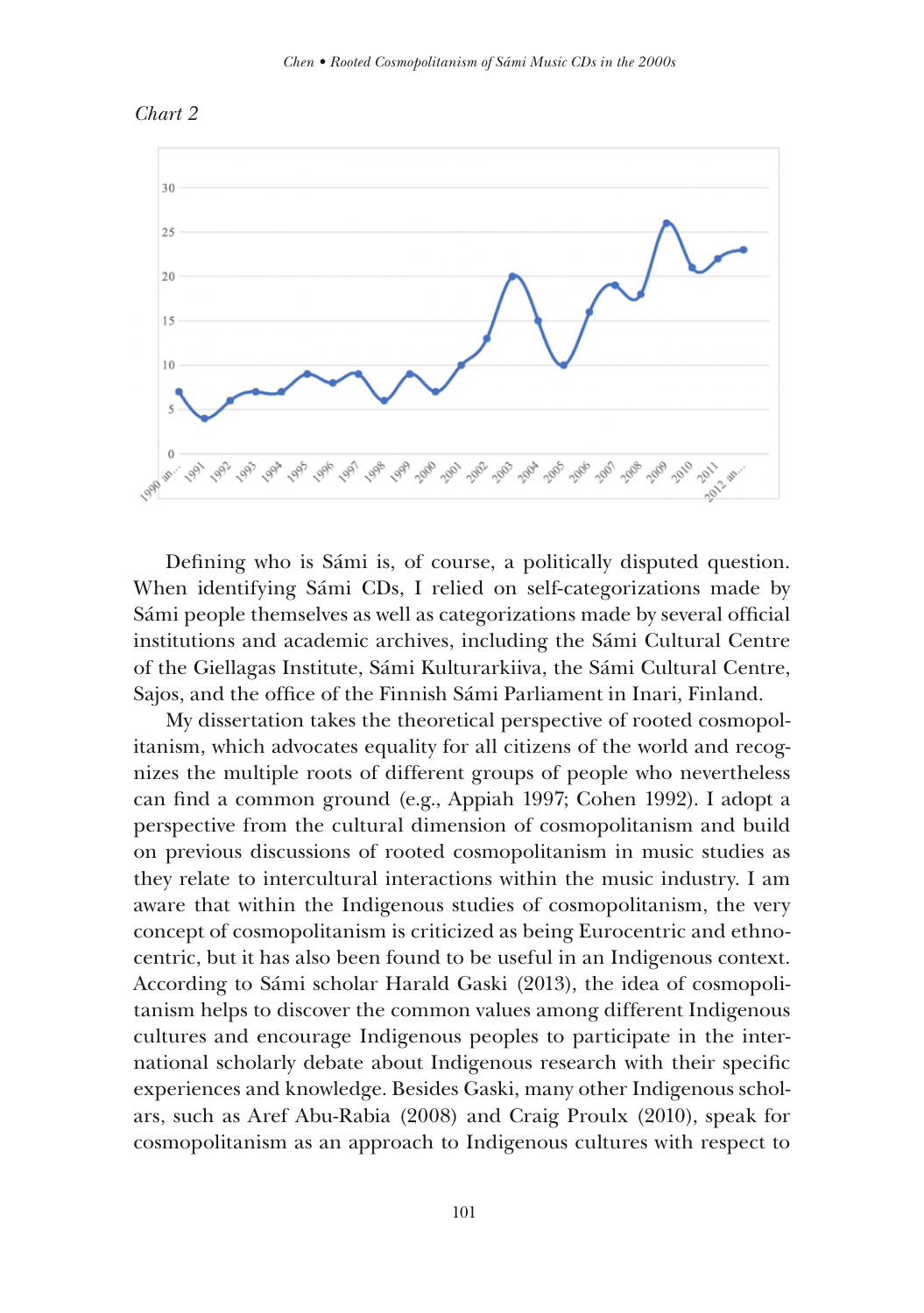*Chart 2*

Defining who is Sámi is, of course, a politically disputed question. When identifying Sámi CDs, I relied on self-categorizations made by Sámi people themselves as well as categorizations made by several official institutions and academic archives, including the Sámi Cultural Centre of the Giellagas Institute, Sámi Kulturarkiiva, the Sámi Cultural Centre, Sajos, and the office of the Finnish Sámi Parliament in Inari, Finland.

My dissertation takes the theoretical perspective of rooted cosmopolitanism, which advocates equality for all citizens of the world and recognizes the multiple roots of different groups of people who nevertheless can find a common ground (e.g., Appiah 1997; Cohen 1992). I adopt a perspective from the cultural dimension of cosmopolitanism and build on previous discussions of rooted cosmopolitanism in music studies as they relate to intercultural interactions within the music industry. I am aware that within the Indigenous studies of cosmopolitanism, the very concept of cosmopolitanism is criticized as being Eurocentric and ethnocentric, but it has also been found to be useful in an Indigenous context. According to Sámi scholar Harald Gaski (2013), the idea of cosmopolitanism helps to discover the common values among different Indigenous cultures and encourage Indigenous peoples to participate in the international scholarly debate about Indigenous research with their specific experiences and knowledge. Besides Gaski, many other Indigenous scholars, such as Aref Abu-Rabia (2008) and Craig Proulx (2010), speak for cosmopolitanism as an approach to Indigenous cultures with respect to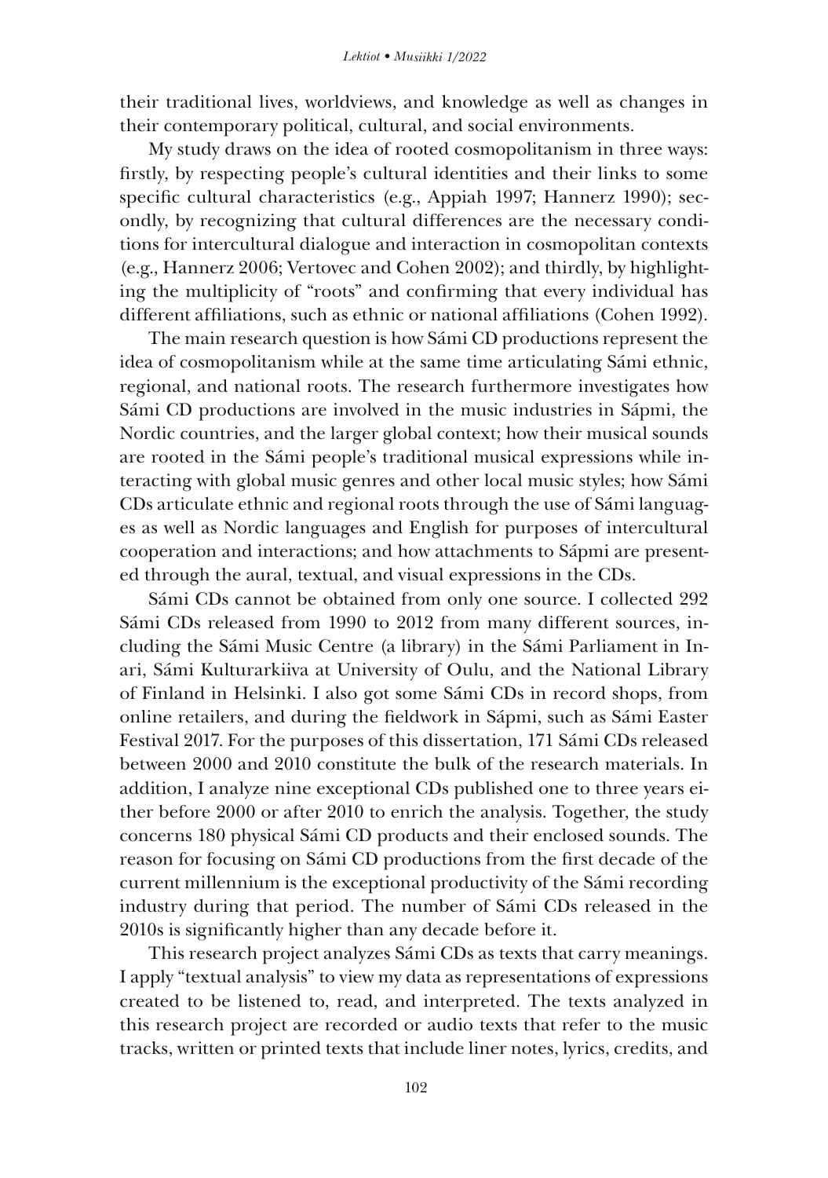their traditional lives, worldviews, and knowledge as well as changes in their contemporary political, cultural, and social environments.

My study draws on the idea of rooted cosmopolitanism in three ways: firstly, by respecting people's cultural identities and their links to some specific cultural characteristics (e.g., Appiah 1997; Hannerz 1990); secondly, by recognizing that cultural differences are the necessary conditions for intercultural dialogue and interaction in cosmopolitan contexts (e.g., Hannerz 2006; Vertovec and Cohen 2002); and thirdly, by highlighting the multiplicity of "roots" and confirming that every individual has different affiliations, such as ethnic or national affiliations (Cohen 1992).

The main research question is how Sámi CD productions represent the idea of cosmopolitanism while at the same time articulating Sámi ethnic, regional, and national roots. The research furthermore investigates how Sámi CD productions are involved in the music industries in Sápmi, the Nordic countries, and the larger global context; how their musical sounds are rooted in the Sámi people's traditional musical expressions while interacting with global music genres and other local music styles; how Sámi CDs articulate ethnic and regional roots through the use of Sámi languages as well as Nordic languages and English for purposes of intercultural cooperation and interactions; and how attachments to Sápmi are presented through the aural, textual, and visual expressions in the CDs.

Sámi CDs cannot be obtained from only one source. I collected 292 Sámi CDs released from 1990 to 2012 from many different sources, including the Sámi Music Centre (a library) in the Sámi Parliament in Inari, Sámi Kulturarkiiva at University of Oulu, and the National Library of Finland in Helsinki. I also got some Sámi CDs in record shops, from online retailers, and during the fieldwork in Sápmi, such as Sámi Easter Festival 2017. For the purposes of this dissertation, 171 Sámi CDs released between 2000 and 2010 constitute the bulk of the research materials. In addition, I analyze nine exceptional CDs published one to three years either before 2000 or after 2010 to enrich the analysis. Together, the study concerns 180 physical Sámi CD products and their enclosed sounds. The reason for focusing on Sámi CD productions from the first decade of the current millennium is the exceptional productivity of the Sámi recording industry during that period. The number of Sámi CDs released in the 2010s is significantly higher than any decade before it.

This research project analyzes Sámi CDs as texts that carry meanings. I apply "textual analysis" to view my data as representations of expressions created to be listened to, read, and interpreted. The texts analyzed in this research project are recorded or audio texts that refer to the music tracks, written or printed texts that include liner notes, lyrics, credits, and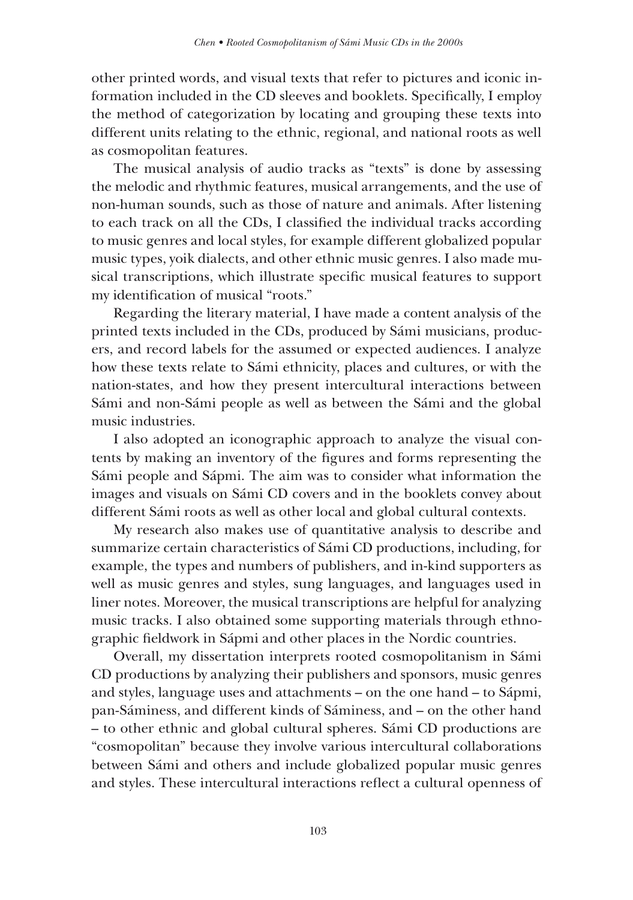other printed words, and visual texts that refer to pictures and iconic information included in the CD sleeves and booklets. Specifically, I employ the method of categorization by locating and grouping these texts into different units relating to the ethnic, regional, and national roots as well as cosmopolitan features.

The musical analysis of audio tracks as "texts" is done by assessing the melodic and rhythmic features, musical arrangements, and the use of non-human sounds, such as those of nature and animals. After listening to each track on all the CDs, I classified the individual tracks according to music genres and local styles, for example different globalized popular music types, yoik dialects, and other ethnic music genres. I also made musical transcriptions, which illustrate specific musical features to support my identification of musical "roots."

Regarding the literary material, I have made a content analysis of the printed texts included in the CDs, produced by Sámi musicians, producers, and record labels for the assumed or expected audiences. I analyze how these texts relate to Sámi ethnicity, places and cultures, or with the nation-states, and how they present intercultural interactions between Sámi and non-Sámi people as well as between the Sámi and the global music industries.

I also adopted an iconographic approach to analyze the visual contents by making an inventory of the figures and forms representing the Sámi people and Sápmi. The aim was to consider what information the images and visuals on Sámi CD covers and in the booklets convey about different Sámi roots as well as other local and global cultural contexts.

My research also makes use of quantitative analysis to describe and summarize certain characteristics of Sámi CD productions, including, for example, the types and numbers of publishers, and in-kind supporters as well as music genres and styles, sung languages, and languages used in liner notes. Moreover, the musical transcriptions are helpful for analyzing music tracks. I also obtained some supporting materials through ethnographic fieldwork in Sápmi and other places in the Nordic countries.

Overall, my dissertation interprets rooted cosmopolitanism in Sámi CD productions by analyzing their publishers and sponsors, music genres and styles, language uses and attachments – on the one hand – to Sápmi, pan-Sáminess, and different kinds of Sáminess, and – on the other hand – to other ethnic and global cultural spheres. Sámi CD productions are "cosmopolitan" because they involve various intercultural collaborations between Sámi and others and include globalized popular music genres and styles. These intercultural interactions reflect a cultural openness of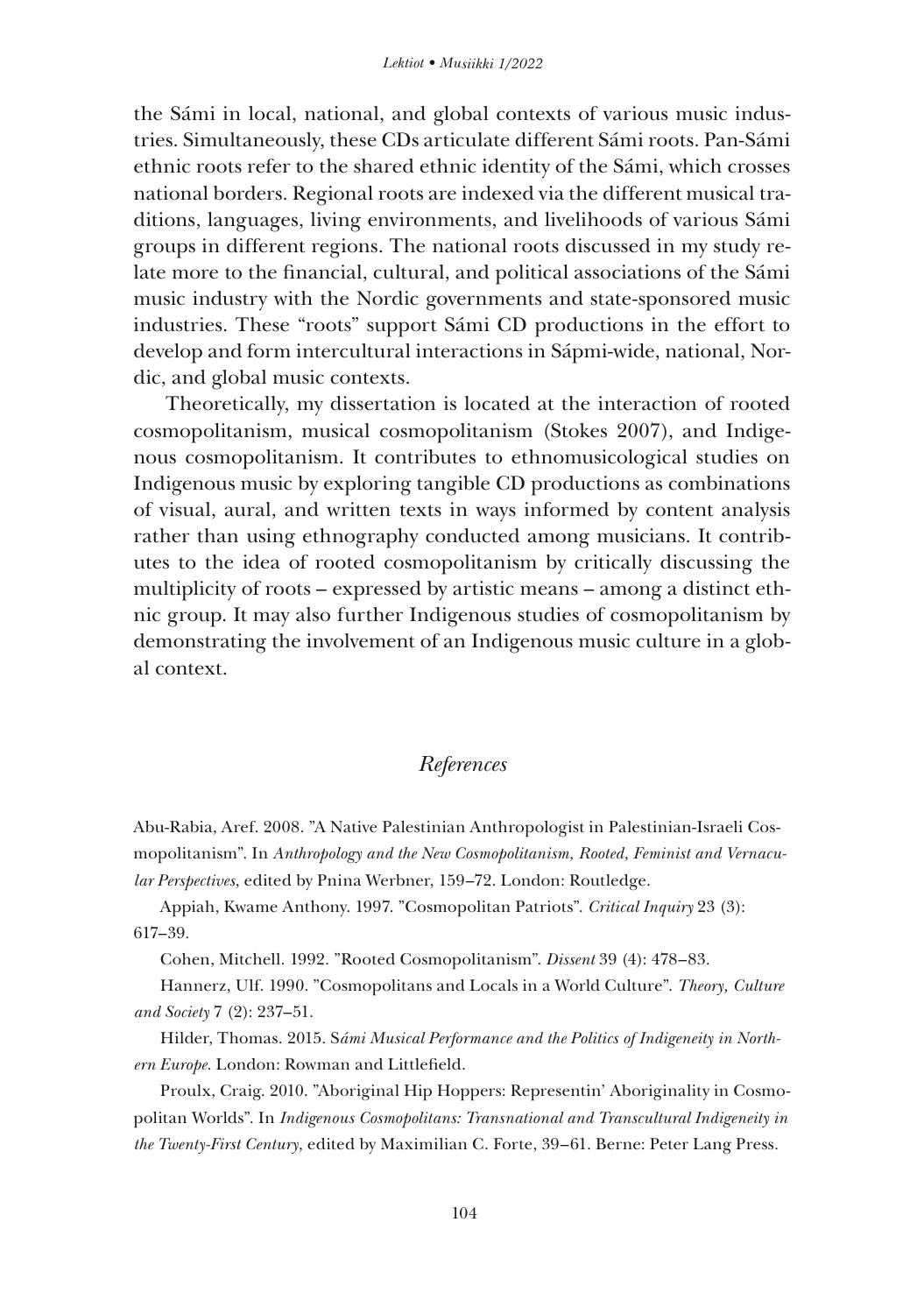the Sámi in local, national, and global contexts of various music industries. Simultaneously, these CDs articulate different Sámi roots. Pan-Sámi ethnic roots refer to the shared ethnic identity of the Sámi, which crosses national borders. Regional roots are indexed via the different musical traditions, languages, living environments, and livelihoods of various Sámi groups in different regions. The national roots discussed in my study relate more to the financial, cultural, and political associations of the Sámi music industry with the Nordic governments and state-sponsored music industries. These "roots" support Sámi CD productions in the effort to develop and form intercultural interactions in Sápmi-wide, national, Nordic, and global music contexts.

Theoretically, my dissertation is located at the interaction of rooted cosmopolitanism, musical cosmopolitanism (Stokes 2007), and Indigenous cosmopolitanism. It contributes to ethnomusicological studies on Indigenous music by exploring tangible CD productions as combinations of visual, aural, and written texts in ways informed by content analysis rather than using ethnography conducted among musicians. It contributes to the idea of rooted cosmopolitanism by critically discussing the multiplicity of roots – expressed by artistic means – among a distinct ethnic group. It may also further Indigenous studies of cosmopolitanism by demonstrating the involvement of an Indigenous music culture in a global context.

## *References*

Abu-Rabia, Aref. 2008. "A Native Palestinian Anthropologist in Palestinian-Israeli Cosmopolitanism". In *Anthropology and the New Cosmopolitanism, Rooted, Feminist and Vernacular Perspectives*, edited by Pnina Werbner, 159–72. London: Routledge.

Appiah, Kwame Anthony. 1997. "Cosmopolitan Patriots". *Critical Inquiry* 23 (3): 617–39.

Cohen, Mitchell. 1992. "Rooted Cosmopolitanism". *Dissent* 39 (4): 478–83.

Hannerz, Ulf. 1990. "Cosmopolitans and Locals in a World Culture". *Theory, Culture and Society* 7 (2): 237–51.

Hilder, Thomas. 2015. *Sámi Musical Performance and the Politics of Indigeneity in Northern Europe*. London: Rowman and Littlefield.

Proulx, Craig. 2010. "Aboriginal Hip Hoppers: Representin' Aboriginality in Cosmopolitan Worlds". In *Indigenous Cosmopolitans: Transnational and Transcultural Indigeneity in the Twenty-First Century*, edited by Maximilian C. Forte, 39–61. Berne: Peter Lang Press.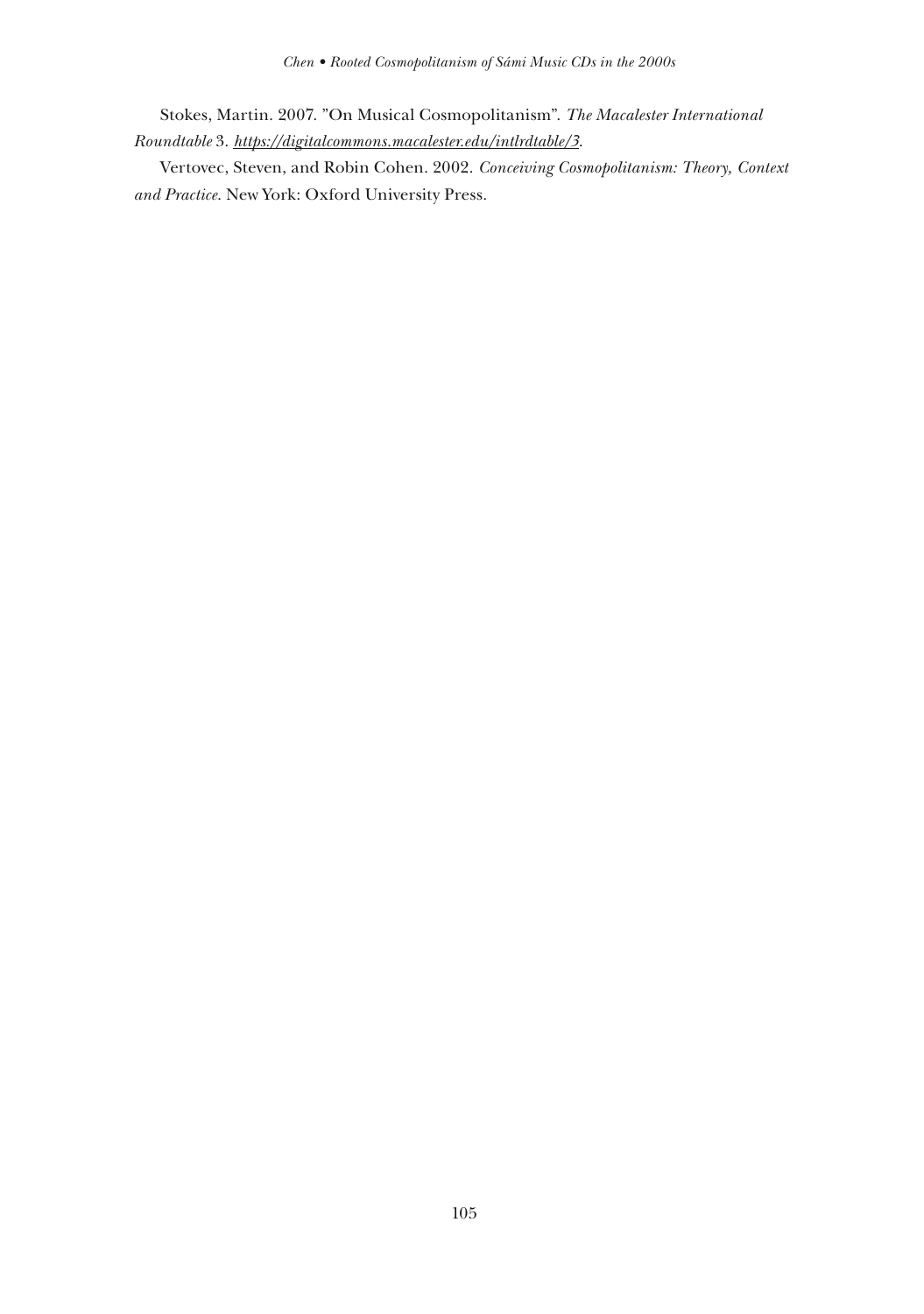Stokes, Martin. 2007. "On Musical Cosmopolitanism". *The Macalester International Roundtable* 3. https://digitalcommons.macalester.edu/intlrdtable/3.

Vertovec, Steven, and Robin Cohen. 2002. *Conceiving Cosmopolitanism: Theory, Context and Practice*. New York: Oxford University Press.